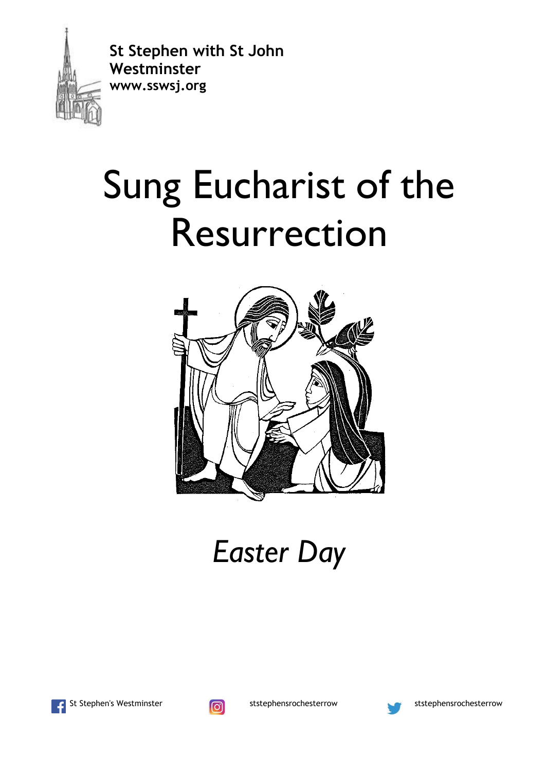**St Stephen with St John**
**Westminster**
**www.sswsj.org**

# Sung Eucharist of the Resurrection

## *Easter Day*

St Stephen's Westminster

ststephensrochesterrow

ststephensrochesterrow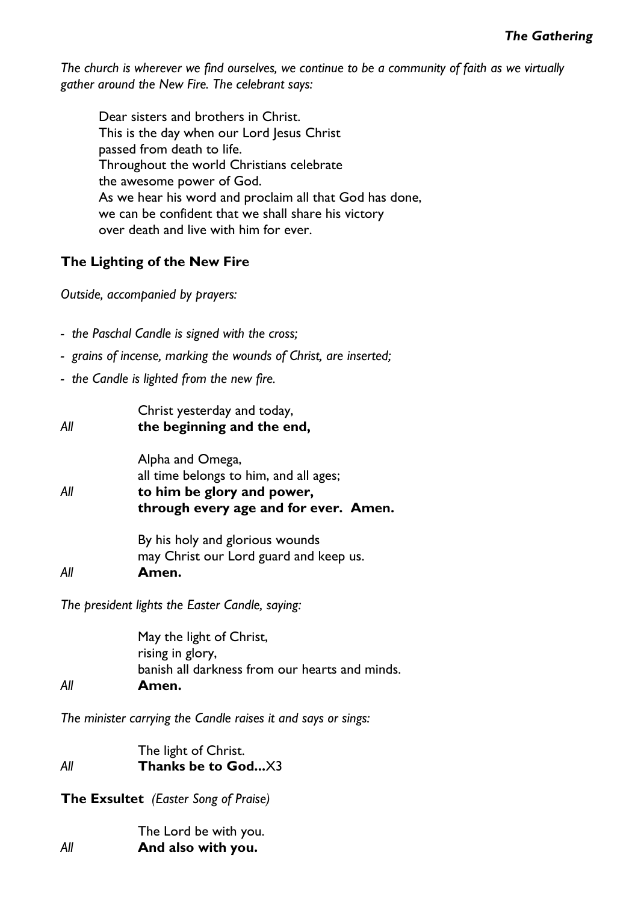## *The Gathering*

*The church is wherever we find ourselves, we continue to be a community of faith as we virtually gather around the New Fire. The celebrant says:*

Dear sisters and brothers in Christ.
This is the day when our Lord Jesus Christ
passed from death to life.
Throughout the world Christians celebrate
the awesome power of God.
As we hear his word and proclaim all that God has done,
we can be confident that we shall share his victory
over death and live with him for ever.

### The Lighting of the New Fire

*Outside, accompanied by prayers:*

- *the Paschal Candle is signed with the cross;*
- *grains of incense, marking the wounds of Christ, are inserted;*
- *the Candle is lighted from the new fire.*

Christ yesterday and today,
*All* **the beginning and the end,**

Alpha and Omega,
all time belongs to him, and all ages;
*All* **to him be glory and power,
through every age and for ever. Amen.**

By his holy and glorious wounds
may Christ our Lord guard and keep us.
*All* **Amen.**

*The president lights the Easter Candle, saying:*

May the light of Christ,
rising in glory,
banish all darkness from our hearts and minds.
*All* **Amen.**

*The minister carrying the Candle raises it and says or sings:*

The light of Christ.
*All* **Thanks be to God...**X3

**The Exsultet** *(Easter Song of Praise)*

The Lord be with you.
*All* **And also with you.**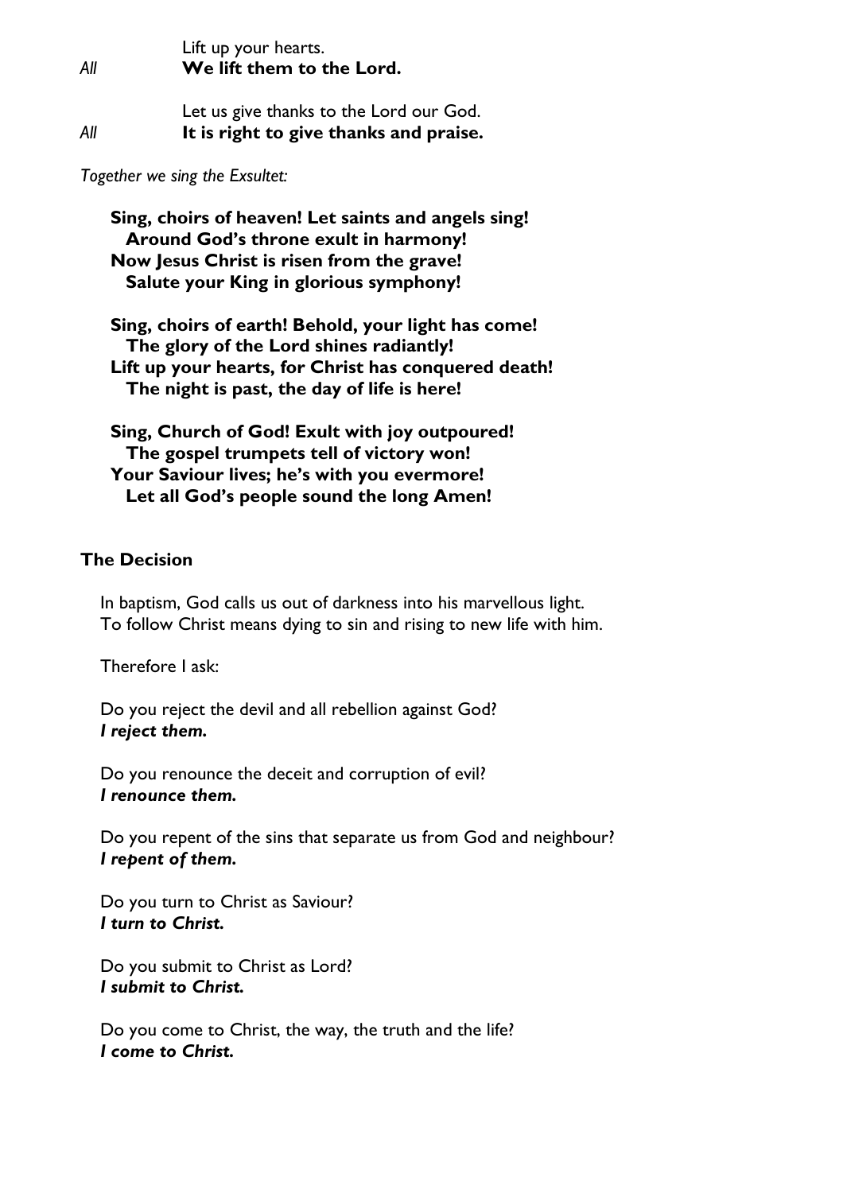Lift up your hearts.
*All* **We lift them to the Lord.**

Let us give thanks to the Lord our God.
*All* **It is right to give thanks and praise.**

*Together we sing the Exsultet:*

**Sing, choirs of heaven! Let saints and angels sing!**
**Around God's throne exult in harmony!**
**Now Jesus Christ is risen from the grave!**
**Salute your King in glorious symphony!**

**Sing, choirs of earth! Behold, your light has come!**
**The glory of the Lord shines radiantly!**
**Lift up your hearts, for Christ has conquered death!**
**The night is past, the day of life is here!**

**Sing, Church of God! Exult with joy outpoured!**
**The gospel trumpets tell of victory won!**
**Your Saviour lives; he's with you evermore!**
**Let all God's people sound the long Amen!**

**The Decision**

In baptism, God calls us out of darkness into his marvellous light.
To follow Christ means dying to sin and rising to new life with him.

Therefore I ask:

Do you reject the devil and all rebellion against God?
***I reject them.***

Do you renounce the deceit and corruption of evil?
***I renounce them.***

Do you repent of the sins that separate us from God and neighbour?
***I repent of them.***

Do you turn to Christ as Saviour?
***I turn to Christ.***

Do you submit to Christ as Lord?
***I submit to Christ.***

Do you come to Christ, the way, the truth and the life?
***I come to Christ.***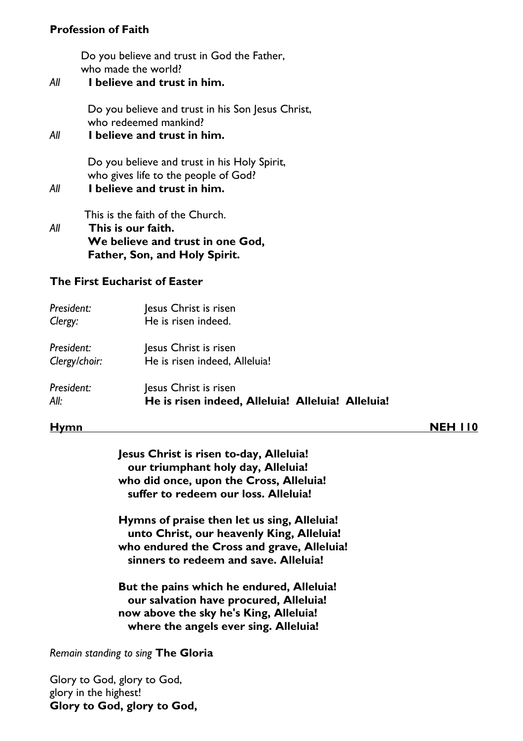**Profession of Faith**

Do you believe and trust in God the Father,
who made the world?

*All* **I believe and trust in him.**

Do you believe and trust in his Son Jesus Christ,
who redeemed mankind?

*All* **I believe and trust in him.**

Do you believe and trust in his Holy Spirit,
who gives life to the people of God?

*All* **I believe and trust in him.**

This is the faith of the Church.

*All* **This is our faith.**
**We believe and trust in one God,**
**Father, Son, and Holy Spirit.**

**The First Eucharist of Easter**

*President:* Jesus Christ is risen
*Clergy:* He is risen indeed.

*President:* Jesus Christ is risen
*Clergy/choir:* He is risen indeed, Alleluia!

*President:* Jesus Christ is risen
*All:* **He is risen indeed, Alleluia! Alleluia! Alleluia!**

**Hymn** **NEH 110**

**Jesus Christ is risen to-day, Alleluia!**
**our triumphant holy day, Alleluia!**
**who did once, upon the Cross, Alleluia!**
**suffer to redeem our loss. Alleluia!**

**Hymns of praise then let us sing, Alleluia!**
**unto Christ, our heavenly King, Alleluia!**
**who endured the Cross and grave, Alleluia!**
**sinners to redeem and save. Alleluia!**

**But the pains which he endured, Alleluia!**
**our salvation have procured, Alleluia!**
**now above the sky he's King, Alleluia!**
**where the angels ever sing. Alleluia!**

*Remain standing to sing* **The Gloria**

Glory to God, glory to God,
glory in the highest!
**Glory to God, glory to God,**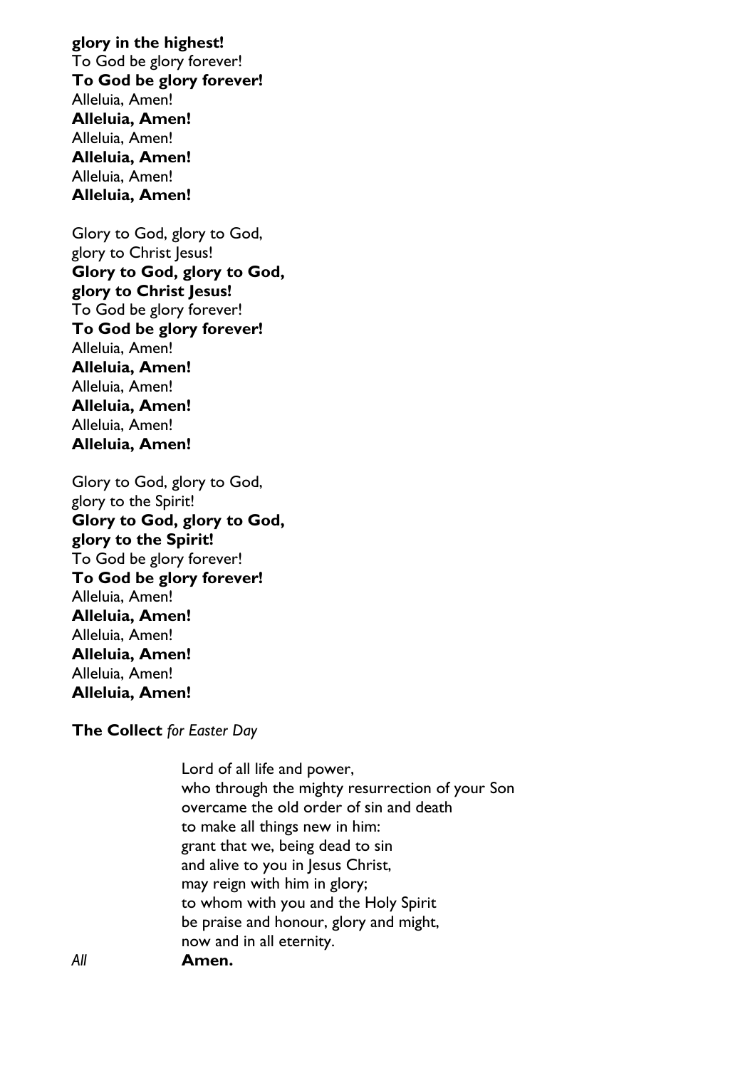**glory in the highest!**
To God be glory forever!
**To God be glory forever!**
Alleluia, Amen!
**Alleluia, Amen!**
Alleluia, Amen!
**Alleluia, Amen!**
Alleluia, Amen!
**Alleluia, Amen!**

Glory to God, glory to God,
glory to Christ Jesus!
**Glory to God, glory to God,**
**glory to Christ Jesus!**
To God be glory forever!
**To God be glory forever!**
Alleluia, Amen!
**Alleluia, Amen!**
Alleluia, Amen!
**Alleluia, Amen!**
Alleluia, Amen!
**Alleluia, Amen!**

Glory to God, glory to God,
glory to the Spirit!
**Glory to God, glory to God,**
**glory to the Spirit!**
To God be glory forever!
**To God be glory forever!**
Alleluia, Amen!
**Alleluia, Amen!**
Alleluia, Amen!
**Alleluia, Amen!**
Alleluia, Amen!
**Alleluia, Amen!**

**The Collect** *for Easter Day*

Lord of all life and power,
who through the mighty resurrection of your Son
overcame the old order of sin and death
to make all things new in him:
grant that we, being dead to sin
and alive to you in Jesus Christ,
may reign with him in glory;
to whom with you and the Holy Spirit
be praise and honour, glory and might,
now and in all eternity.

*All* **Amen.**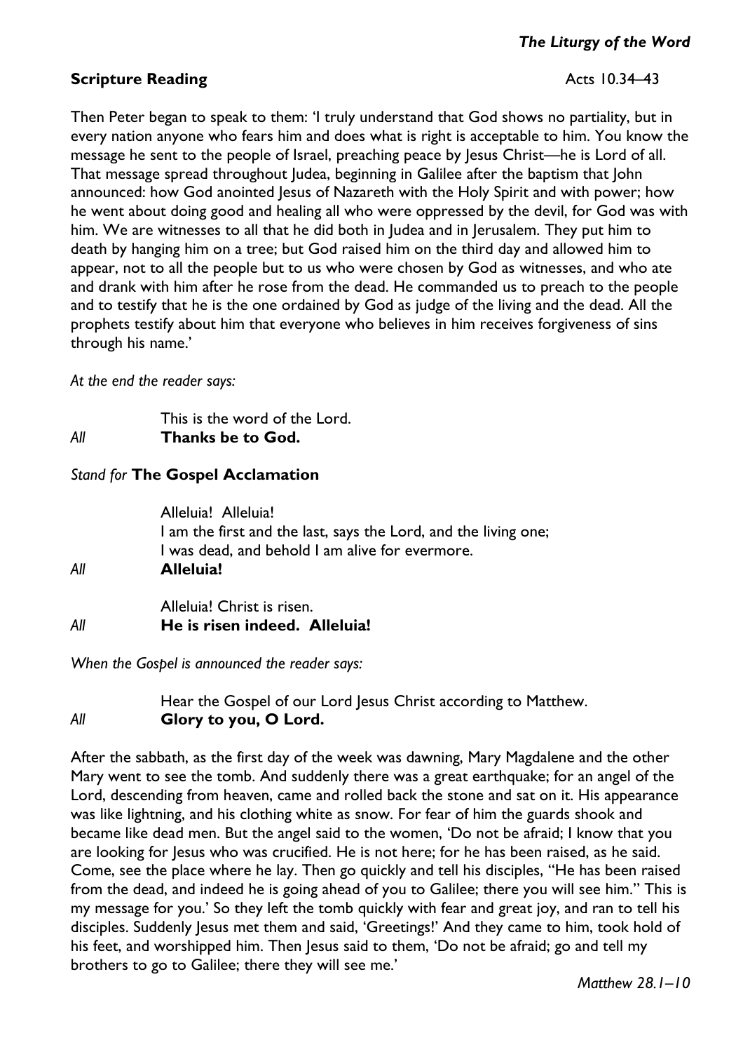*The Liturgy of the Word*

**Scripture Reading** Acts 10.34–43

Then Peter began to speak to them: 'I truly understand that God shows no partiality, but in every nation anyone who fears him and does what is right is acceptable to him. You know the message he sent to the people of Israel, preaching peace by Jesus Christ—he is Lord of all. That message spread throughout Judea, beginning in Galilee after the baptism that John announced: how God anointed Jesus of Nazareth with the Holy Spirit and with power; how he went about doing good and healing all who were oppressed by the devil, for God was with him. We are witnesses to all that he did both in Judea and in Jerusalem. They put him to death by hanging him on a tree; but God raised him on the third day and allowed him to appear, not to all the people but to us who were chosen by God as witnesses, and who ate and drank with him after he rose from the dead. He commanded us to preach to the people and to testify that he is the one ordained by God as judge of the living and the dead. All the prophets testify about him that everyone who believes in him receives forgiveness of sins through his name.'

*At the end the reader says:*

This is the word of the Lord.
*All* **Thanks be to God.**

*Stand for* **The Gospel Acclamation**

Alleluia! Alleluia!
I am the first and the last, says the Lord, and the living one;
I was dead, and behold I am alive for evermore.
*All* **Alleluia!**

Alleluia! Christ is risen.
*All* **He is risen indeed. Alleluia!**

*When the Gospel is announced the reader says:*

Hear the Gospel of our Lord Jesus Christ according to Matthew.
*All* **Glory to you, O Lord.**

After the sabbath, as the first day of the week was dawning, Mary Magdalene and the other Mary went to see the tomb. And suddenly there was a great earthquake; for an angel of the Lord, descending from heaven, came and rolled back the stone and sat on it. His appearance was like lightning, and his clothing white as snow. For fear of him the guards shook and became like dead men. But the angel said to the women, 'Do not be afraid; I know that you are looking for Jesus who was crucified. He is not here; for he has been raised, as he said. Come, see the place where he lay. Then go quickly and tell his disciples, "He has been raised from the dead, and indeed he is going ahead of you to Galilee; there you will see him." This is my message for you.' So they left the tomb quickly with fear and great joy, and ran to tell his disciples. Suddenly Jesus met them and said, 'Greetings!' And they came to him, took hold of his feet, and worshipped him. Then Jesus said to them, 'Do not be afraid; go and tell my brothers to go to Galilee; there they will see me.'

*Matthew 28.1–10*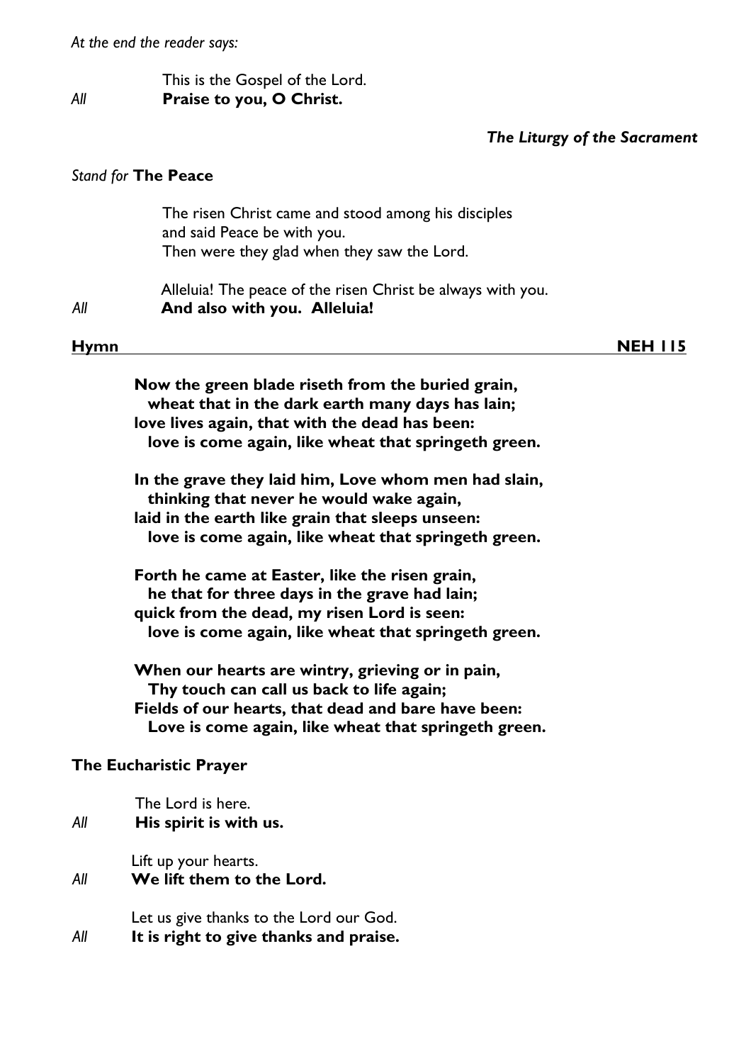*At the end the reader says:*

This is the Gospel of the Lord.
*All* **Praise to you, O Christ.**

***The Liturgy of the Sacrament***

*Stand for* **The Peace**

The risen Christ came and stood among his disciples
and said Peace be with you.
Then were they glad when they saw the Lord.

Alleluia! The peace of the risen Christ be always with you.
*All* **And also with you. Alleluia!**

**Hymn** **NEH 115**

**Now the green blade riseth from the buried grain,**
**wheat that in the dark earth many days has lain;**
**love lives again, that with the dead has been:**
**love is come again, like wheat that springeth green.**

**In the grave they laid him, Love whom men had slain,**
**thinking that never he would wake again,**
**laid in the earth like grain that sleeps unseen:**
**love is come again, like wheat that springeth green.**

**Forth he came at Easter, like the risen grain,**
**he that for three days in the grave had lain;**
**quick from the dead, my risen Lord is seen:**
**love is come again, like wheat that springeth green.**

**When our hearts are wintry, grieving or in pain,**
**Thy touch can call us back to life again;**
**Fields of our hearts, that dead and bare have been:**
**Love is come again, like wheat that springeth green.**

**The Eucharistic Prayer**

The Lord is here.
*All* **His spirit is with us.**

Lift up your hearts.
*All* **We lift them to the Lord.**

Let us give thanks to the Lord our God.
*All* **It is right to give thanks and praise.**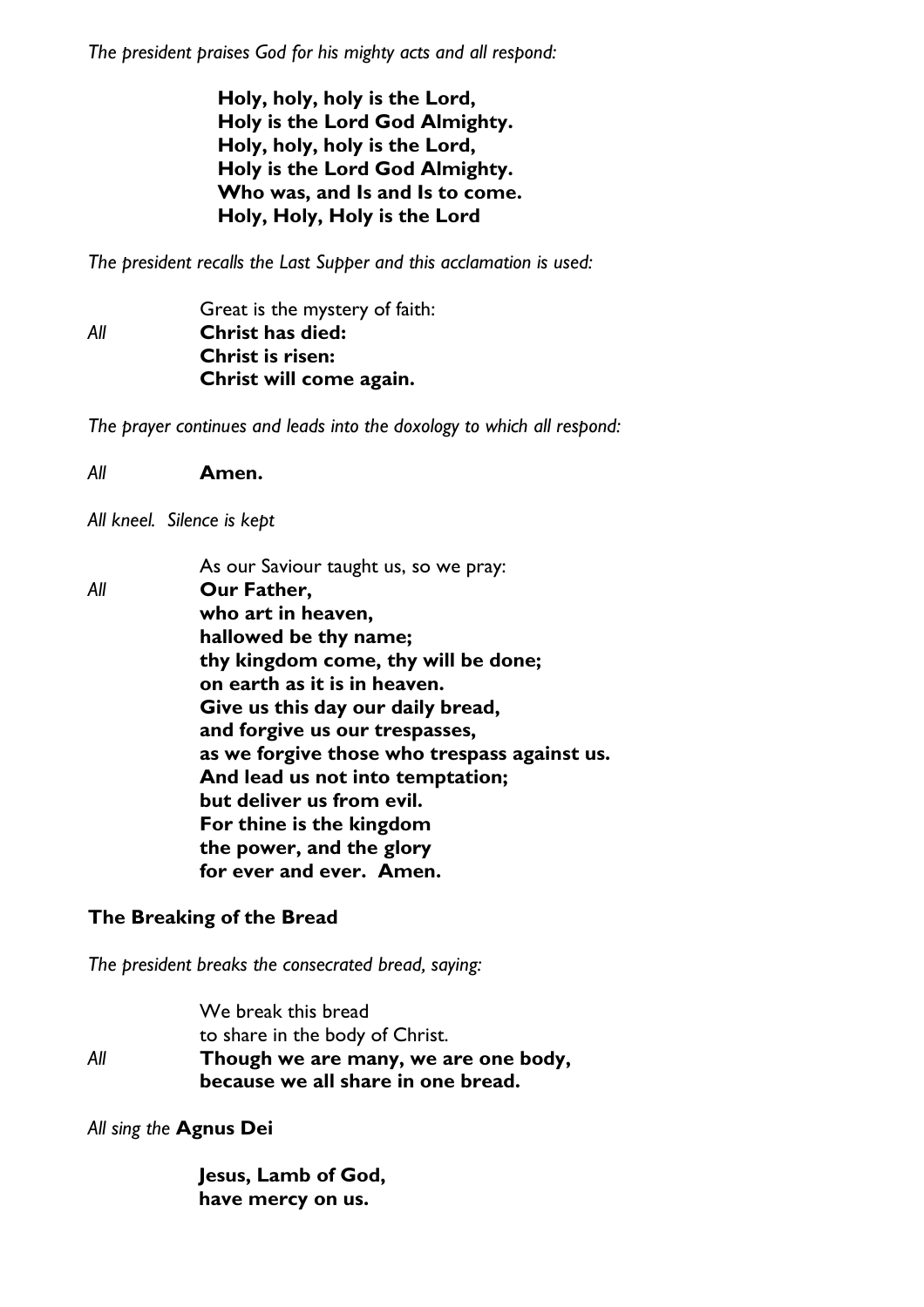*The president praises God for his mighty acts and all respond:*

**Holy, holy, holy is the Lord,**
**Holy is the Lord God Almighty.**
**Holy, holy, holy is the Lord,**
**Holy is the Lord God Almighty.**
**Who was, and Is and Is to come.**
**Holy, Holy, Holy is the Lord**

*The president recalls the Last Supper and this acclamation is used:*

Great is the mystery of faith:
*All* **Christ has died:**
**Christ is risen:**
**Christ will come again.**

*The prayer continues and leads into the doxology to which all respond:*

*All* **Amen.**

*All kneel. Silence is kept*

As our Saviour taught us, so we pray:
*All* **Our Father,**
**who art in heaven,**
**hallowed be thy name;**
**thy kingdom come, thy will be done;**
**on earth as it is in heaven.**
**Give us this day our daily bread,**
**and forgive us our trespasses,**
**as we forgive those who trespass against us.**
**And lead us not into temptation;**
**but deliver us from evil.**
**For thine is the kingdom**
**the power, and the glory**
**for ever and ever. Amen.**

## The Breaking of the Bread

*The president breaks the consecrated bread, saying:*

We break this bread
to share in the body of Christ.
*All* **Though we are many, we are one body,**
**because we all share in one bread.**

*All sing the* **Agnus Dei**

**Jesus, Lamb of God,**
**have mercy on us.**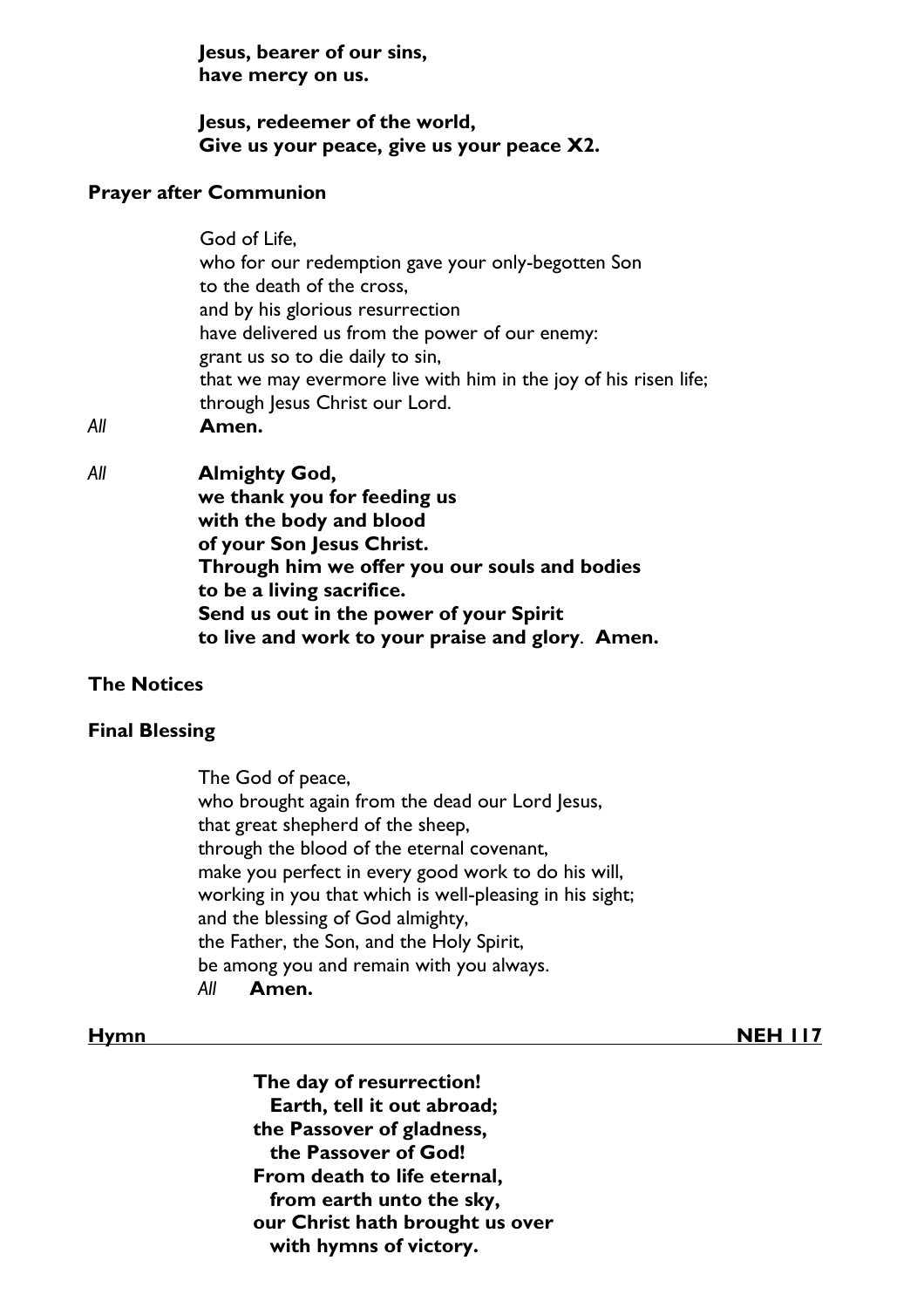**Jesus, bearer of our sins,**
**have mercy on us.**

**Jesus, redeemer of the world,**
**Give us your peace, give us your peace X2.**

**Prayer after Communion**

God of Life,
who for our redemption gave your only-begotten Son
to the death of the cross,
and by his glorious resurrection
have delivered us from the power of our enemy:
grant us so to die daily to sin,
that we may evermore live with him in the joy of his risen life;
through Jesus Christ our Lord.

*All* **Amen.**

*All* **Almighty God,**
**we thank you for feeding us**
**with the body and blood**
**of your Son Jesus Christ.**
**Through him we offer you our souls and bodies**
**to be a living sacrifice.**
**Send us out in the power of your Spirit**
**to live and work to your praise and glory**. **Amen.**

**The Notices**

**Final Blessing**

The God of peace,
who brought again from the dead our Lord Jesus,
that great shepherd of the sheep,
through the blood of the eternal covenant,
make you perfect in every good work to do his will,
working in you that which is well-pleasing in his sight;
and the blessing of God almighty,
the Father, the Son, and the Holy Spirit,
be among you and remain with you always.
*All* **Amen.**

**Hymn** **NEH 117**

**The day of resurrection!**
**Earth, tell it out abroad;**
**the Passover of gladness,**
**the Passover of God!**
**From death to life eternal,**
**from earth unto the sky,**
**our Christ hath brought us over**
**with hymns of victory.**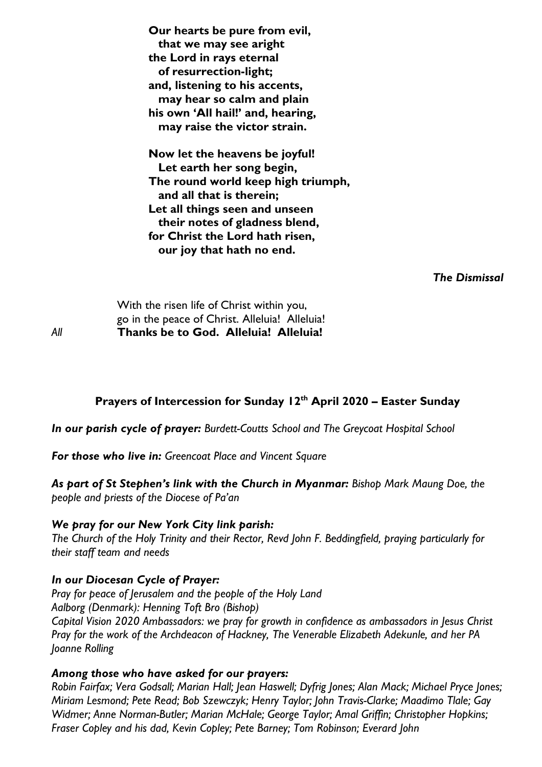**Our hearts be pure from evil,**
**that we may see aright**
**the Lord in rays eternal**
**of resurrection-light;**
**and, listening to his accents,**
**may hear so calm and plain**
**his own 'All hail!' and, hearing,**
**may raise the victor strain.**

**Now let the heavens be joyful!**
**Let earth her song begin,**
**The round world keep high triumph,**
**and all that is therein;**
**Let all things seen and unseen**
**their notes of gladness blend,**
**for Christ the Lord hath risen,**
**our joy that hath no end.**

***The Dismissal***

With the risen life of Christ within you,
go in the peace of Christ. Alleluia! Alleluia!

*All* **Thanks be to God. Alleluia! Alleluia!**

## Prayers of Intercession for Sunday 12th April 2020 – Easter Sunday

***In our parish cycle of prayer:*** *Burdett-Coutts School and The Greycoat Hospital School*

***For those who live in:*** *Greencoat Place and Vincent Square*

***As part of St Stephen's link with the Church in Myanmar:*** *Bishop Mark Maung Doe, the people and priests of the Diocese of Pa'an*

***We pray for our New York City link parish:***
*The Church of the Holy Trinity and their Rector, Revd John F. Beddingfield, praying particularly for their staff team and needs*

***In our Diocesan Cycle of Prayer:***
*Pray for peace of Jerusalem and the people of the Holy Land*
*Aalborg (Denmark): Henning Toft Bro (Bishop)*
*Capital Vision 2020 Ambassadors: we pray for growth in confidence as ambassadors in Jesus Christ*
*Pray for the work of the Archdeacon of Hackney, The Venerable Elizabeth Adekunle, and her PA Joanne Rolling*

***Among those who have asked for our prayers:***
*Robin Fairfax; Vera Godsall; Marian Hall; Jean Haswell; Dyfrig Jones; Alan Mack; Michael Pryce Jones; Miriam Lesmond; Pete Read; Bob Szewczyk; Henry Taylor; John Travis-Clarke; Maadimo Tlale; Gay Widmer; Anne Norman-Butler; Marian McHale; George Taylor; Amal Griffin; Christopher Hopkins; Fraser Copley and his dad, Kevin Copley; Pete Barney; Tom Robinson; Everard John*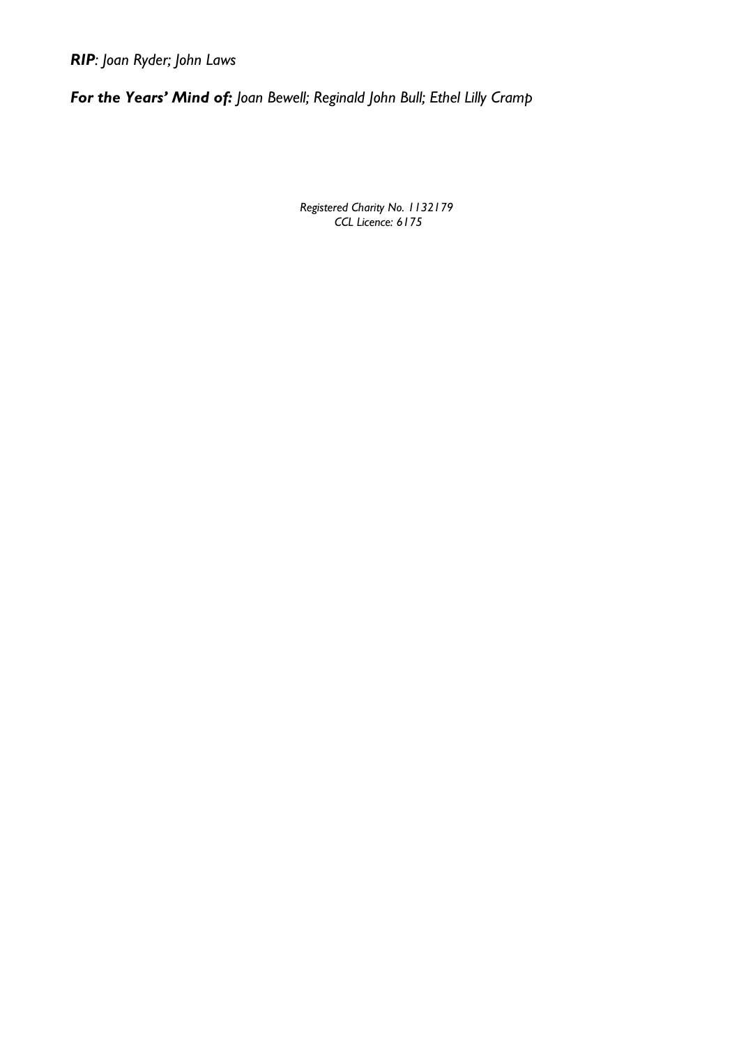***RIP**: Joan Ryder; John Laws*

***For the Years' Mind of:** Joan Bewell; Reginald John Bull; Ethel Lilly Cramp*

*Registered Charity No. 1132179*
*CCL Licence: 6175*